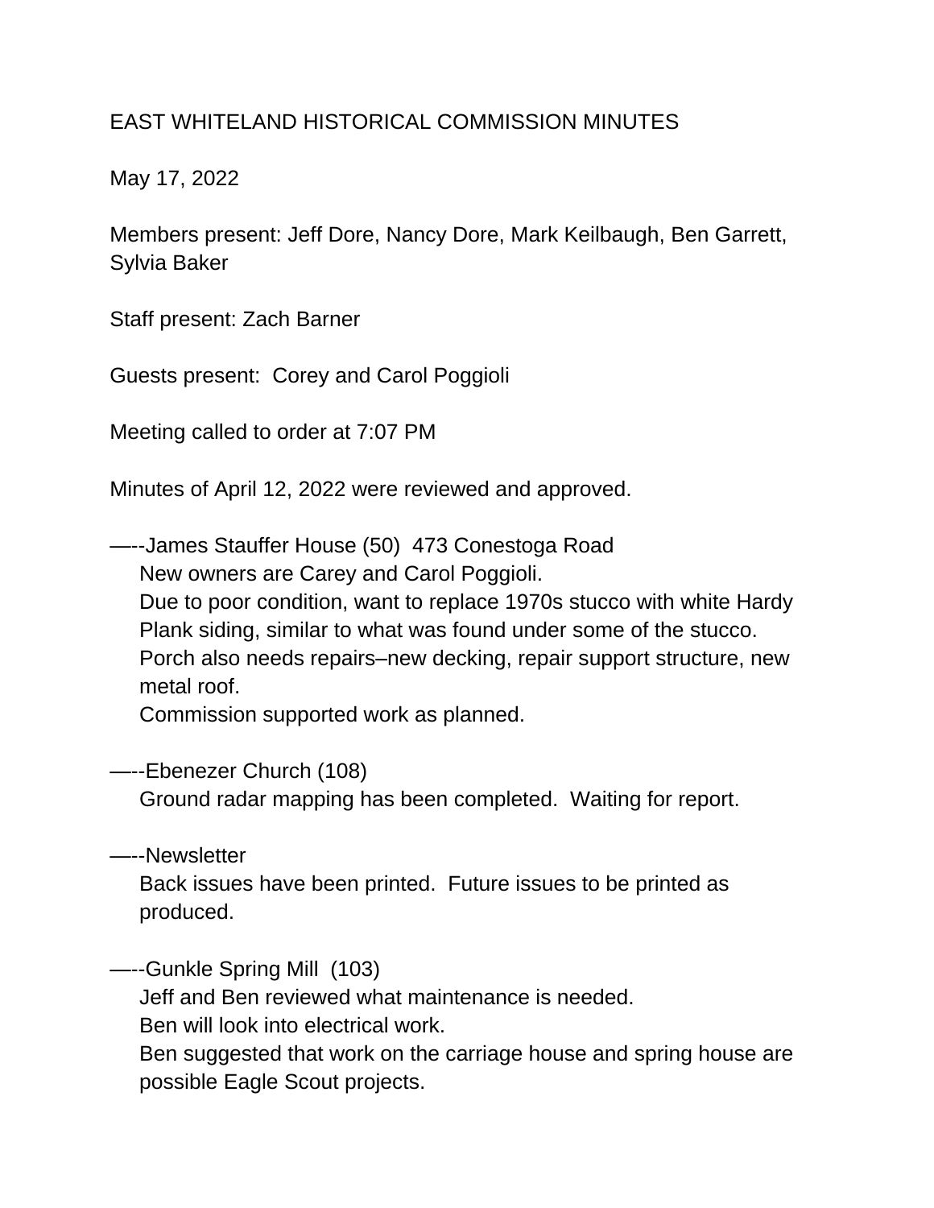EAST WHITELAND HISTORICAL COMMISSION MINUTES

May 17, 2022

Members present: Jeff Dore, Nancy Dore, Mark Keilbaugh, Ben Garrett, Sylvia Baker

Staff present: Zach Barner

Guests present: Corey and Carol Poggioli

Meeting called to order at 7:07 PM

Minutes of April 12, 2022 were reviewed and approved.

—--James Stauffer House (50) 473 Conestoga Road

New owners are Carey and Carol Poggioli.
Due to poor condition, want to replace 1970s stucco with white Hardy Plank siding, similar to what was found under some of the stucco.
Porch also needs repairs–new decking, repair support structure, new metal roof.
Commission supported work as planned.

—--Ebenezer Church (108)

Ground radar mapping has been completed. Waiting for report.

—--Newsletter

Back issues have been printed. Future issues to be printed as produced.

—--Gunkle Spring Mill (103)

Jeff and Ben reviewed what maintenance is needed.
Ben will look into electrical work.
Ben suggested that work on the carriage house and spring house are possible Eagle Scout projects.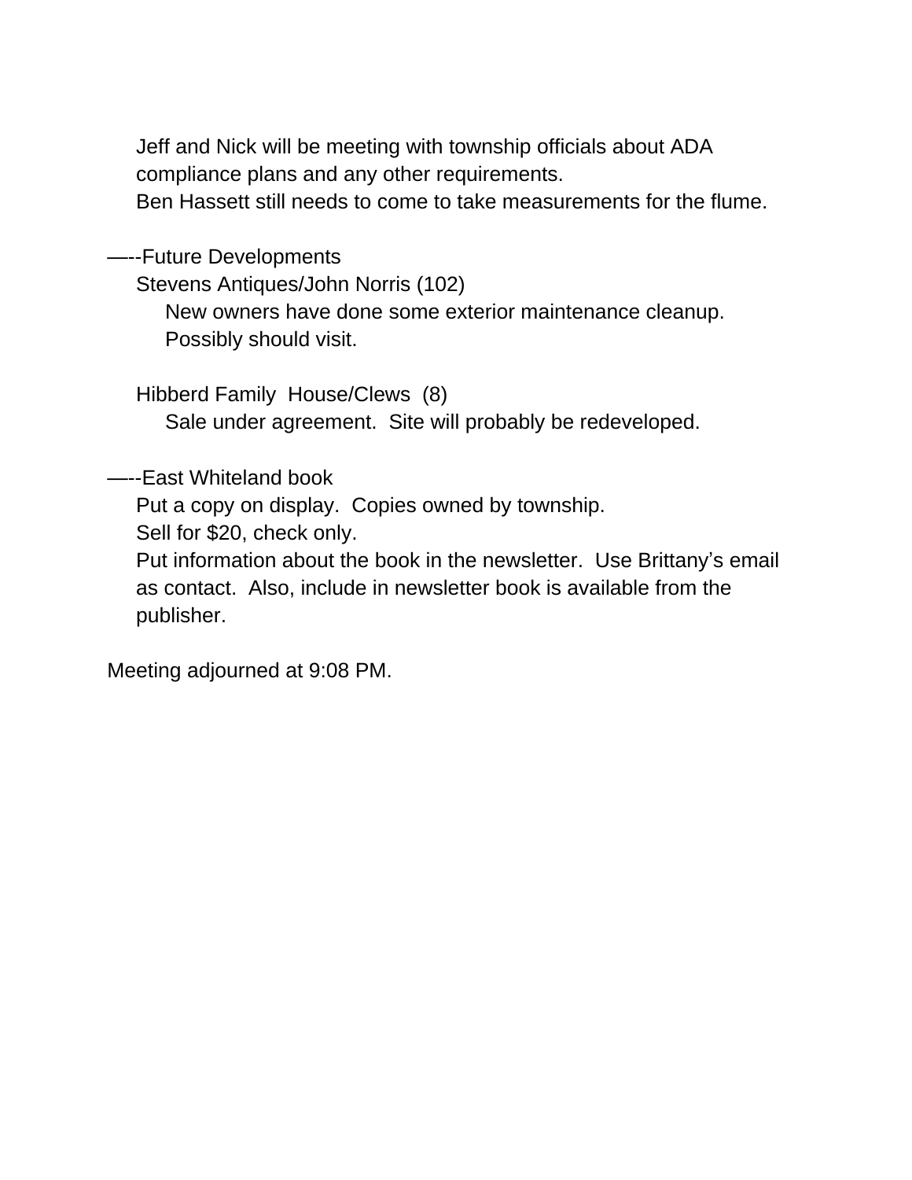Jeff and Nick will be meeting with township officials about ADA compliance plans and any other requirements.

Ben Hassett still needs to come to take measurements for the flume.

—--Future Developments

Stevens Antiques/John Norris (102)

New owners have done some exterior maintenance cleanup.

Possibly should visit.

Hibberd Family House/Clews (8)

Sale under agreement. Site will probably be redeveloped.

—--East Whiteland book

Put a copy on display. Copies owned by township.

Sell for $20, check only.

Put information about the book in the newsletter. Use Brittany's email as contact. Also, include in newsletter book is available from the publisher.

Meeting adjourned at 9:08 PM.